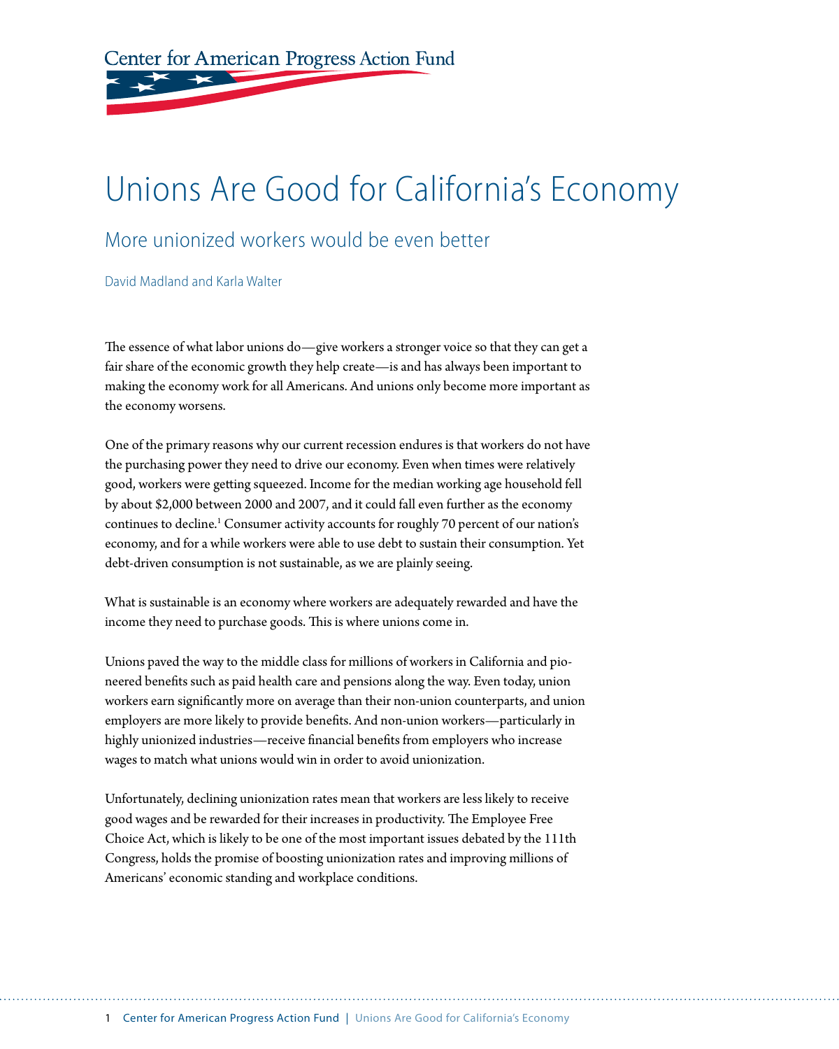Center for American Progress Action Fund

# Unions Are Good for California's Economy

## More unionized workers would be even better

David Madland and Karla Walter

The essence of what labor unions do—give workers a stronger voice so that they can get a fair share of the economic growth they help create—is and has always been important to making the economy work for all Americans. And unions only become more important as the economy worsens.

One of the primary reasons why our current recession endures is that workers do not have the purchasing power they need to drive our economy. Even when times were relatively good, workers were getting squeezed. Income for the median working age household fell by about $2,000 between 2000 and 2007, and it could fall even further as the economy continues to decline.[1] Consumer activity accounts for roughly 70 percent of our nation's economy, and for a while workers were able to use debt to sustain their consumption. Yet debt-driven consumption is not sustainable, as we are plainly seeing.

What is sustainable is an economy where workers are adequately rewarded and have the income they need to purchase goods. This is where unions come in.

Unions paved the way to the middle class for millions of workers in California and pioneered benefits such as paid health care and pensions along the way. Even today, union workers earn significantly more on average than their non-union counterparts, and union employers are more likely to provide benefits. And non-union workers—particularly in highly unionized industries—receive financial benefits from employers who increase wages to match what unions would win in order to avoid unionization.

Unfortunately, declining unionization rates mean that workers are less likely to receive good wages and be rewarded for their increases in productivity. The Employee Free Choice Act, which is likely to be one of the most important issues debated by the 111th Congress, holds the promise of boosting unionization rates and improving millions of Americans' economic standing and workplace conditions.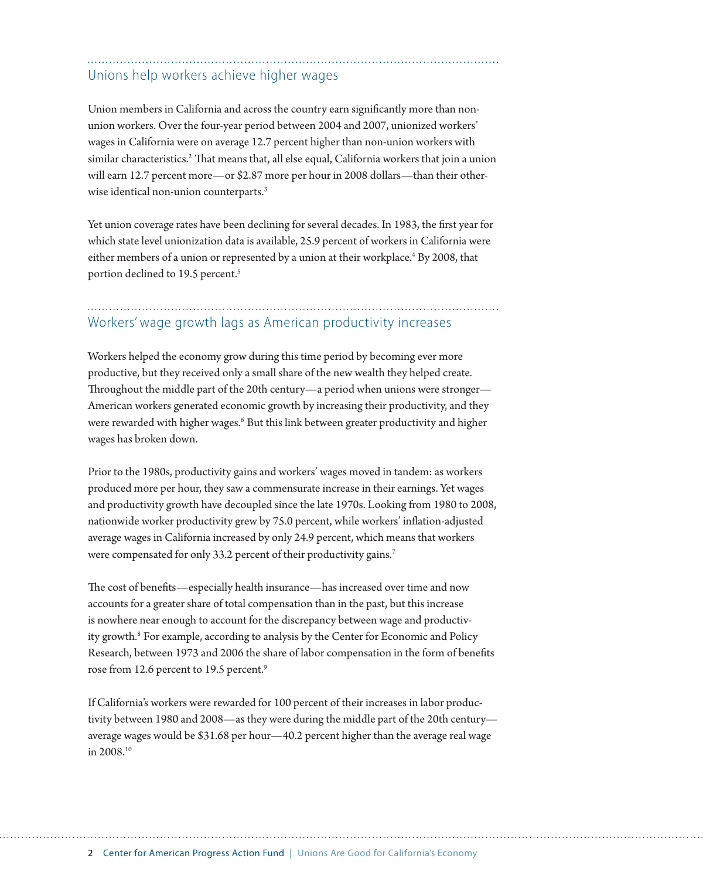## Unions help workers achieve higher wages

Union members in California and across the country earn significantly more than non-union workers. Over the four-year period between 2004 and 2007, unionized workers' wages in California were on average 12.7 percent higher than non-union workers with similar characteristics.[2] That means that, all else equal, California workers that join a union will earn 12.7 percent more—or $2.87 more per hour in 2008 dollars—than their otherwise identical non-union counterparts.[3]

Yet union coverage rates have been declining for several decades. In 1983, the first year for which state level unionization data is available, 25.9 percent of workers in California were either members of a union or represented by a union at their workplace.[4] By 2008, that portion declined to 19.5 percent.[5]

## Workers' wage growth lags as American productivity increases

Workers helped the economy grow during this time period by becoming ever more productive, but they received only a small share of the new wealth they helped create. Throughout the middle part of the 20th century—a period when unions were stronger—American workers generated economic growth by increasing their productivity, and they were rewarded with higher wages.[6] But this link between greater productivity and higher wages has broken down.

Prior to the 1980s, productivity gains and workers' wages moved in tandem: as workers produced more per hour, they saw a commensurate increase in their earnings. Yet wages and productivity growth have decoupled since the late 1970s. Looking from 1980 to 2008, nationwide worker productivity grew by 75.0 percent, while workers' inflation-adjusted average wages in California increased by only 24.9 percent, which means that workers were compensated for only 33.2 percent of their productivity gains.[7]

The cost of benefits—especially health insurance—has increased over time and now accounts for a greater share of total compensation than in the past, but this increase is nowhere near enough to account for the discrepancy between wage and productivity growth.[8] For example, according to analysis by the Center for Economic and Policy Research, between 1973 and 2006 the share of labor compensation in the form of benefits rose from 12.6 percent to 19.5 percent.[9]

If California's workers were rewarded for 100 percent of their increases in labor productivity between 1980 and 2008—as they were during the middle part of the 20th century—average wages would be $31.68 per hour—40.2 percent higher than the average real wage in 2008.[10]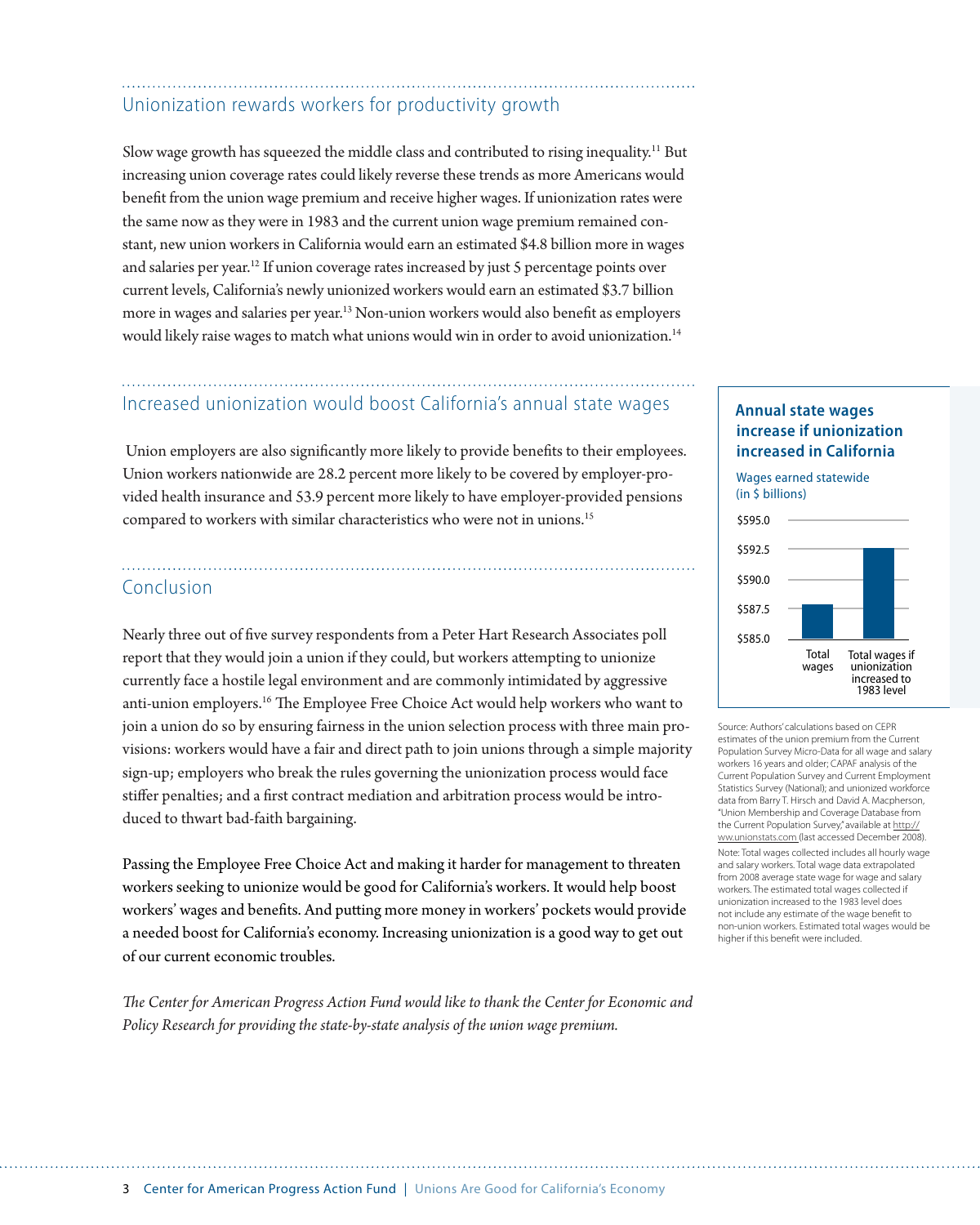## Unionization rewards workers for productivity growth

Slow wage growth has squeezed the middle class and contributed to rising inequality.[11] But increasing union coverage rates could likely reverse these trends as more Americans would benefit from the union wage premium and receive higher wages. If unionization rates were the same now as they were in 1983 and the current union wage premium remained constant, new union workers in California would earn an estimated $4.8 billion more in wages and salaries per year.[12] If union coverage rates increased by just 5 percentage points over current levels, California's newly unionized workers would earn an estimated $3.7 billion more in wages and salaries per year.[13] Non-union workers would also benefit as employers would likely raise wages to match what unions would win in order to avoid unionization.[14]

## Increased unionization would boost California's annual state wages

Union employers are also significantly more likely to provide benefits to their employees. Union workers nationwide are 28.2 percent more likely to be covered by employer-provided health insurance and 53.9 percent more likely to have employer-provided pensions compared to workers with similar characteristics who were not in unions.[15]

**Annual state wages increase if unionization increased in California**

Wages earned statewide (in $ billions)

| | Wages (in $ billions) |
|---|---|
| Total wages | ~$587.5 |
| Total wages if unionization increased to 1983 level | ~$592.5 |

Source: Authors' calculations based on CEPR estimates of the union premium from the Current Population Survey Micro-Data for all wage and salary workers 16 years and older; CAPAF analysis of the Current Population Survey and Current Employment Statistics Survey (National); and unionized workforce data from Barry T. Hirsch and David A. Macpherson, "Union Membership and Coverage Database from the Current Population Survey," available at http://ww.unionstats.com (last accessed December 2008).

Note: Total wages collected includes all hourly wage and salary workers. Total wage data extrapolated from 2008 average state wage for wage and salary workers. The estimated total wages collected if unionization increased to the 1983 level does not include any estimate of the wage benefit to non-union workers. Estimated total wages would be higher if this benefit were included.

## Conclusion

Nearly three out of five survey respondents from a Peter Hart Research Associates poll report that they would join a union if they could, but workers attempting to unionize currently face a hostile legal environment and are commonly intimidated by aggressive anti-union employers.[16] The Employee Free Choice Act would help workers who want to join a union do so by ensuring fairness in the union selection process with three main provisions: workers would have a fair and direct path to join unions through a simple majority sign-up; employers who break the rules governing the unionization process would face stiffer penalties; and a first contract mediation and arbitration process would be introduced to thwart bad-faith bargaining.

Passing the Employee Free Choice Act and making it harder for management to threaten workers seeking to unionize would be good for California's workers. It would help boost workers' wages and benefits. And putting more money in workers' pockets would provide a needed boost for California's economy. Increasing unionization is a good way to get out of our current economic troubles.

*The Center for American Progress Action Fund would like to thank the Center for Economic and Policy Research for providing the state-by-state analysis of the union wage premium.*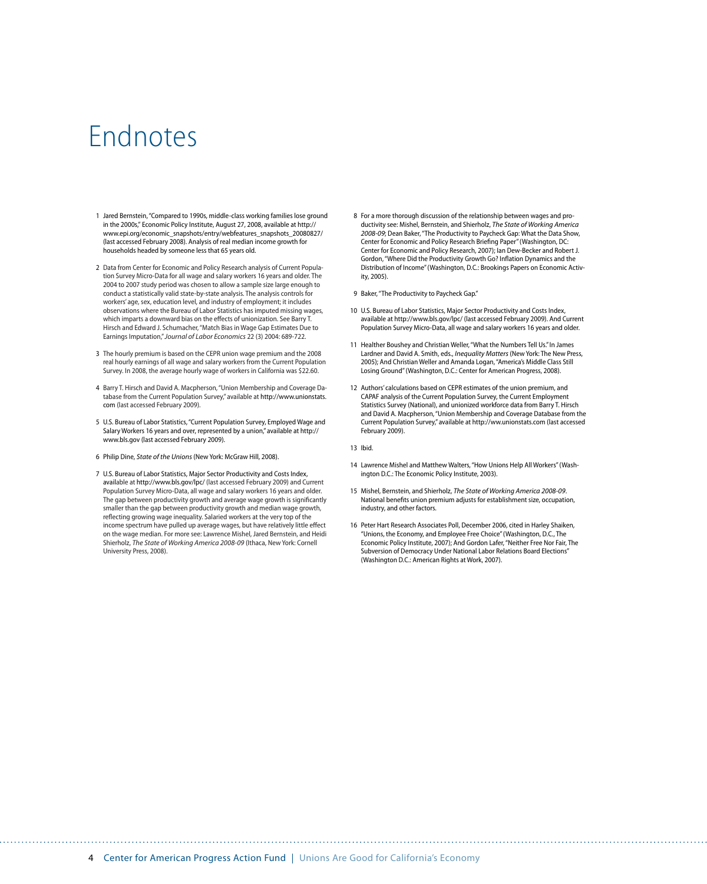# Endnotes

1 Jared Bernstein, "Compared to 1990s, middle-class working families lose ground in the 2000s," Economic Policy Institute, August 27, 2008, available at http://www.epi.org/economic_snapshots/entry/webfeatures_snapshots_20080827/ (last accessed February 2008). Analysis of real median income growth for households headed by someone less that 65 years old.

2 Data from Center for Economic and Policy Research analysis of Current Population Survey Micro-Data for all wage and salary workers 16 years and older. The 2004 to 2007 study period was chosen to allow a sample size large enough to conduct a statistically valid state-by-state analysis. The analysis controls for workers' age, sex, education level, and industry of employment; it includes observations where the Bureau of Labor Statistics has imputed missing wages, which imparts a downward bias on the effects of unionization. See Barry T. Hirsch and Edward J. Schumacher, "Match Bias in Wage Gap Estimates Due to Earnings Imputation," *Journal of Labor Economics* 22 (3) 2004: 689-722.

3 The hourly premium is based on the CEPR union wage premium and the 2008 real hourly earnings of all wage and salary workers from the Current Population Survey. In 2008, the average hourly wage of workers in California was $22.60.

4 Barry T. Hirsch and David A. Macpherson, "Union Membership and Coverage Database from the Current Population Survey," available at http://www.unionstats.com (last accessed February 2009).

5 U.S. Bureau of Labor Statistics, "Current Population Survey, Employed Wage and Salary Workers 16 years and over, represented by a union," available at http://www.bls.gov (last accessed February 2009).

6 Philip Dine, *State of the Unions* (New York: McGraw Hill, 2008).

7 U.S. Bureau of Labor Statistics, Major Sector Productivity and Costs Index, available at http://www.bls.gov/lpc/ (last accessed February 2009) and Current Population Survey Micro-Data, all wage and salary workers 16 years and older. The gap between productivity growth and average wage growth is significantly smaller than the gap between productivity growth and median wage growth, reflecting growing wage inequality. Salaried workers at the very top of the income spectrum have pulled up average wages, but have relatively little effect on the wage median. For more see: Lawrence Mishel, Jared Bernstein, and Heidi Shierholz, *The State of Working America 2008-09* (Ithaca, New York: Cornell University Press, 2008).

8 For a more thorough discussion of the relationship between wages and productivity see: Mishel, Bernstein, and Shierholz, *The State of Working America 2008-09*; Dean Baker, "The Productivity to Paycheck Gap: What the Data Show, Center for Economic and Policy Research Briefing Paper" (Washington, DC: Center for Economic and Policy Research, 2007); Ian Dew-Becker and Robert J. Gordon, "Where Did the Productivity Growth Go? Inflation Dynamics and the Distribution of Income" (Washington, D.C.: Brookings Papers on Economic Activity, 2005).

9 Baker, "The Productivity to Paycheck Gap."

10 U.S. Bureau of Labor Statistics, Major Sector Productivity and Costs Index, available at http://www.bls.gov/lpc/ (last accessed February 2009). And Current Population Survey Micro-Data, all wage and salary workers 16 years and older.

11 Healther Boushey and Christian Weller, "What the Numbers Tell Us." In James Lardner and David A. Smith, eds., *Inequality Matters* (New York: The New Press, 2005); And Christian Weller and Amanda Logan, "America's Middle Class Still Losing Ground" (Washington, D.C.: Center for American Progress, 2008).

12 Authors' calculations based on CEPR estimates of the union premium, and CAPAF analysis of the Current Population Survey, the Current Employment Statistics Survey (National), and unionized workforce data from Barry T. Hirsch and David A. Macpherson, "Union Membership and Coverage Database from the Current Population Survey," available at http://ww.unionstats.com (last accessed February 2009).

13 Ibid.

14 Lawrence Mishel and Matthew Walters, "How Unions Help All Workers" (Washington D.C.: The Economic Policy Institute, 2003).

15 Mishel, Bernstein, and Shierholz, *The State of Working America 2008-09*. National benefits union premium adjusts for establishment size, occupation, industry, and other factors.

16 Peter Hart Research Associates Poll, December 2006, cited in Harley Shaiken, "Unions, the Economy, and Employee Free Choice" (Washington, D.C., The Economic Policy Institute, 2007); And Gordon Lafer, "Neither Free Nor Fair, The Subversion of Democracy Under National Labor Relations Board Elections" (Washington D.C.: American Rights at Work, 2007).